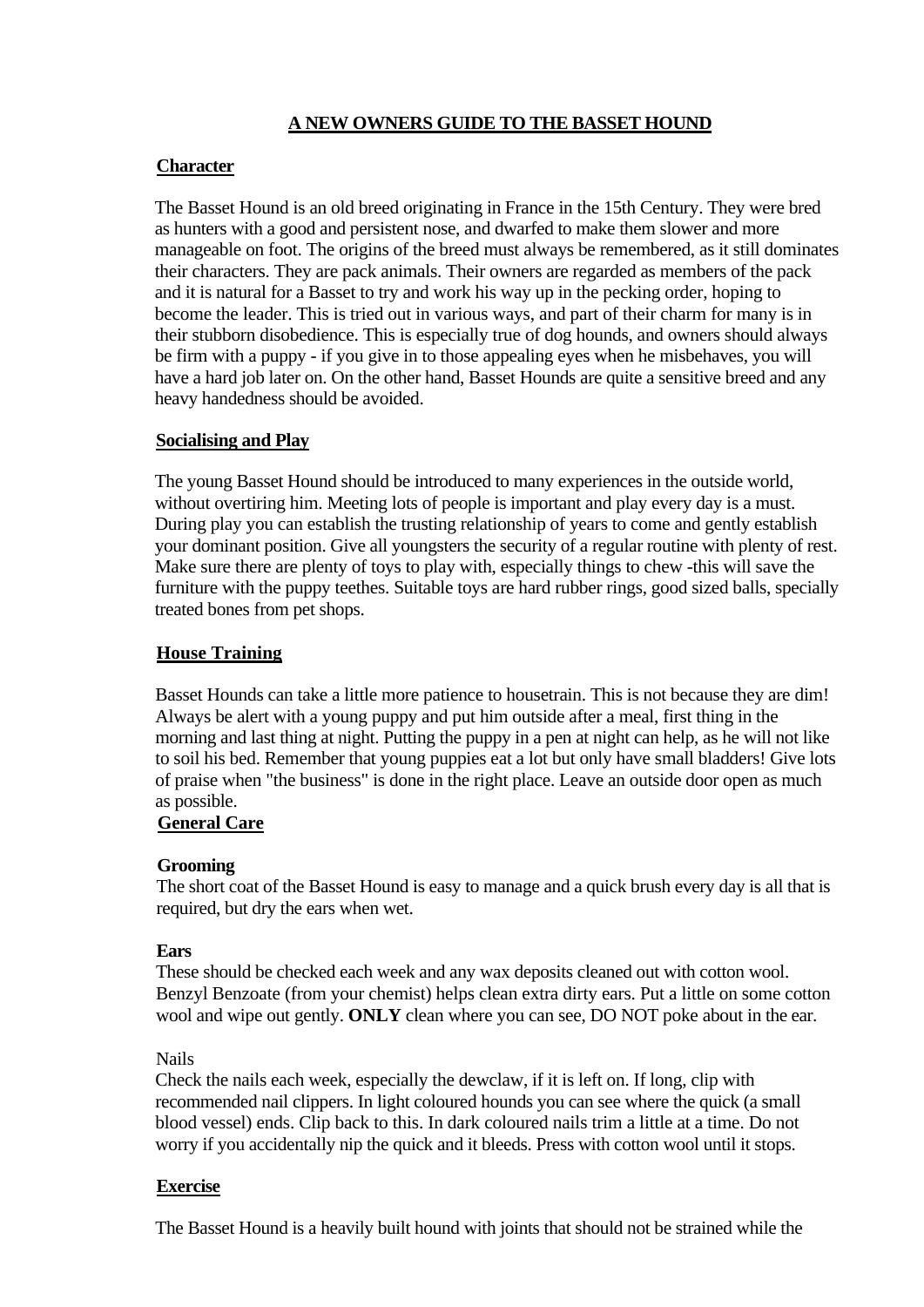# A NEW OWNERS GUIDE TO THE BASSET HOUND

## Character

The Basset Hound is an old breed originating in France in the 15th Century. They were bred as hunters with a good and persistent nose, and dwarfed to make them slower and more manageable on foot. The origins of the breed must always be remembered, as it still dominates their characters. They are pack animals. Their owners are regarded as members of the pack and it is natural for a Basset to try and work his way up in the pecking order, hoping to become the leader. This is tried out in various ways, and part of their charm for many is in their stubborn disobedience. This is especially true of dog hounds, and owners should always be firm with a puppy - if you give in to those appealing eyes when he misbehaves, you will have a hard job later on. On the other hand, Basset Hounds are quite a sensitive breed and any heavy handedness should be avoided.

## Socialising and Play

The young Basset Hound should be introduced to many experiences in the outside world, without overtiring him. Meeting lots of people is important and play every day is a must. During play you can establish the trusting relationship of years to come and gently establish your dominant position. Give all youngsters the security of a regular routine with plenty of rest. Make sure there are plenty of toys to play with, especially things to chew -this will save the furniture with the puppy teethes. Suitable toys are hard rubber rings, good sized balls, specially treated bones from pet shops.

## House Training

Basset Hounds can take a little more patience to housetrain. This is not because they are dim! Always be alert with a young puppy and put him outside after a meal, first thing in the morning and last thing at night. Putting the puppy in a pen at night can help, as he will not like to soil his bed. Remember that young puppies eat a lot but only have small bladders! Give lots of praise when "the business" is done in the right place. Leave an outside door open as much as possible.

## General Care

### Grooming

The short coat of the Basset Hound is easy to manage and a quick brush every day is all that is required, but dry the ears when wet.

### Ears

These should be checked each week and any wax deposits cleaned out with cotton wool. Benzyl Benzoate (from your chemist) helps clean extra dirty ears. Put a little on some cotton wool and wipe out gently. **ONLY** clean where you can see, DO NOT poke about in the ear.

### Nails

Check the nails each week, especially the dewclaw, if it is left on. If long, clip with recommended nail clippers. In light coloured hounds you can see where the quick (a small blood vessel) ends. Clip back to this. In dark coloured nails trim a little at a time. Do not worry if you accidentally nip the quick and it bleeds. Press with cotton wool until it stops.

## Exercise

The Basset Hound is a heavily built hound with joints that should not be strained while the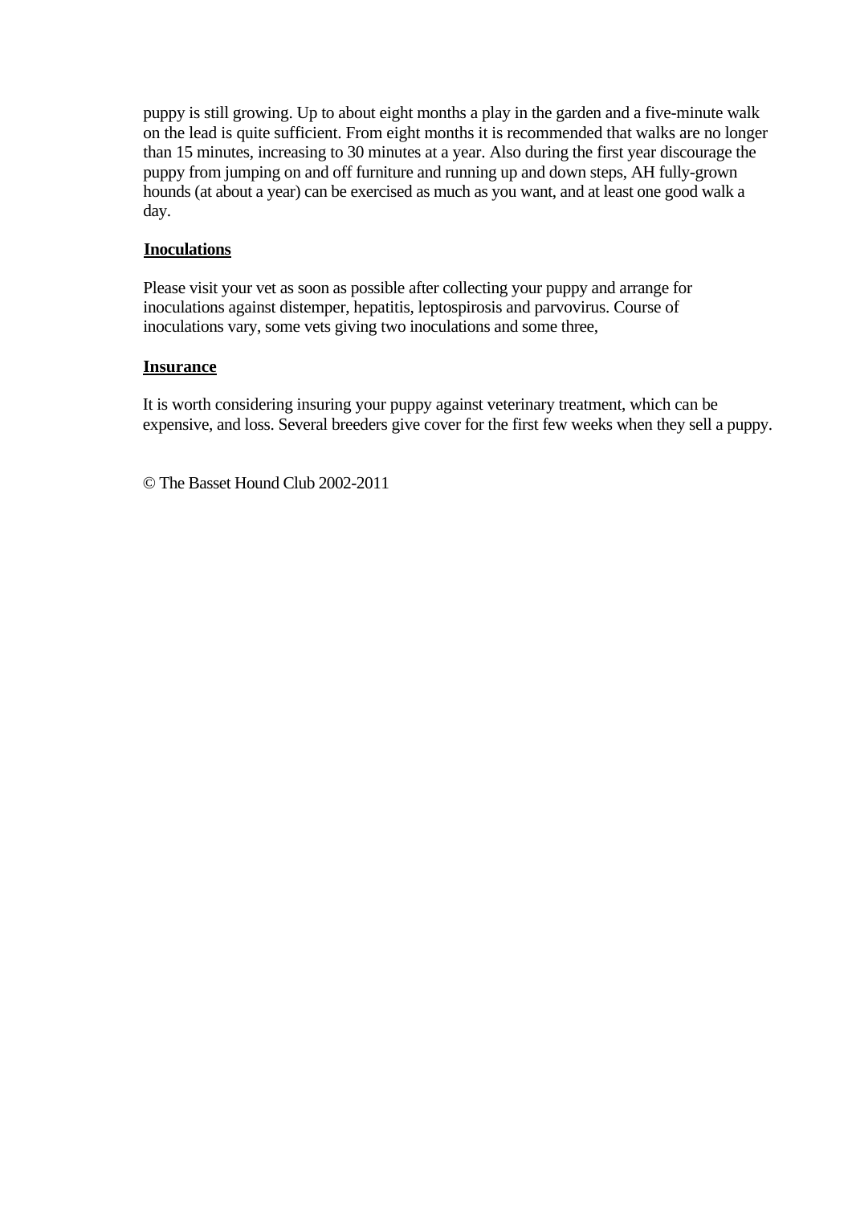puppy is still growing. Up to about eight months a play in the garden and a five-minute walk on the lead is quite sufficient. From eight months it is recommended that walks are no longer than 15 minutes, increasing to 30 minutes at a year. Also during the first year discourage the puppy from jumping on and off furniture and running up and down steps, AH fully-grown hounds (at about a year) can be exercised as much as you want, and at least one good walk a day.

## **Inoculations**

Please visit your vet as soon as possible after collecting your puppy and arrange for inoculations against distemper, hepatitis, leptospirosis and parvovirus. Course of inoculations vary, some vets giving two inoculations and some three,

## **Insurance**

It is worth considering insuring your puppy against veterinary treatment, which can be expensive, and loss. Several breeders give cover for the first few weeks when they sell a puppy.

© The Basset Hound Club 2002-2011